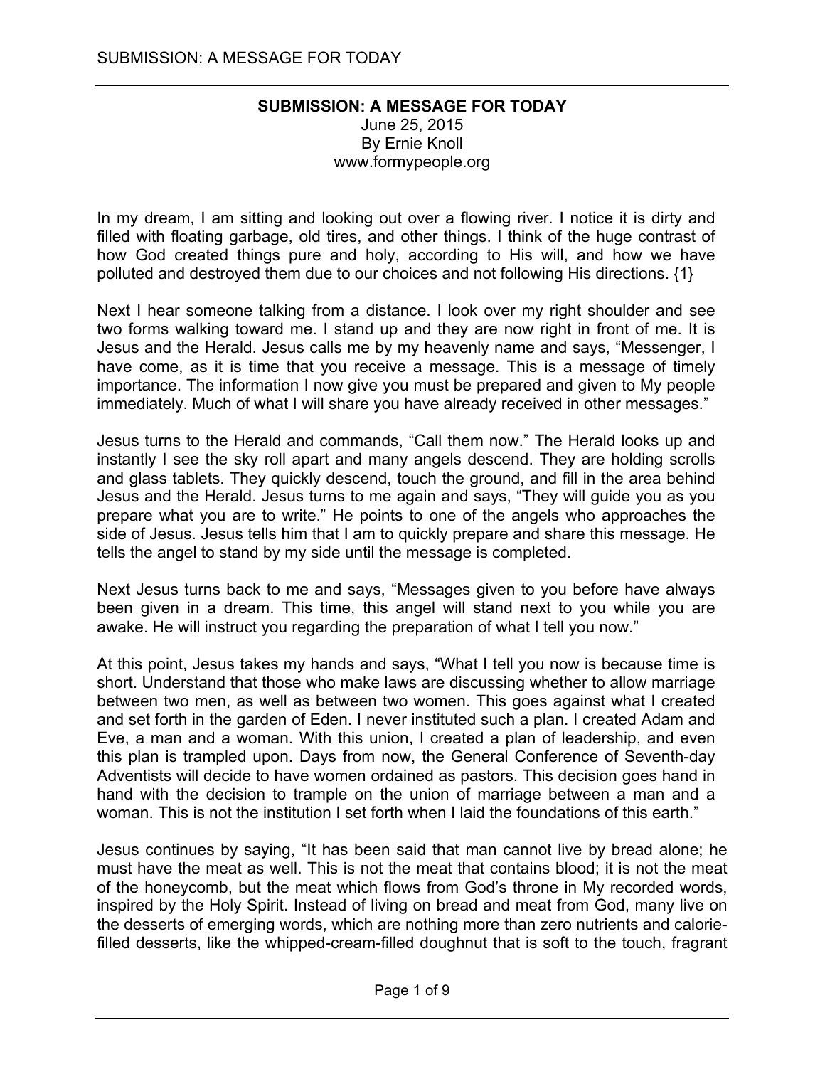## SUBMISSION: A MESSAGE FOR TODAY

June 25, 2015
By Ernie Knoll
www.formypeople.org

In my dream, I am sitting and looking out over a flowing river. I notice it is dirty and filled with floating garbage, old tires, and other things. I think of the huge contrast of how God created things pure and holy, according to His will, and how we have polluted and destroyed them due to our choices and not following His directions. {1}

Next I hear someone talking from a distance. I look over my right shoulder and see two forms walking toward me. I stand up and they are now right in front of me. It is Jesus and the Herald. Jesus calls me by my heavenly name and says, "Messenger, I have come, as it is time that you receive a message. This is a message of timely importance. The information I now give you must be prepared and given to My people immediately. Much of what I will share you have already received in other messages."

Jesus turns to the Herald and commands, "Call them now." The Herald looks up and instantly I see the sky roll apart and many angels descend. They are holding scrolls and glass tablets. They quickly descend, touch the ground, and fill in the area behind Jesus and the Herald. Jesus turns to me again and says, "They will guide you as you prepare what you are to write." He points to one of the angels who approaches the side of Jesus. Jesus tells him that I am to quickly prepare and share this message. He tells the angel to stand by my side until the message is completed.

Next Jesus turns back to me and says, "Messages given to you before have always been given in a dream. This time, this angel will stand next to you while you are awake. He will instruct you regarding the preparation of what I tell you now."

At this point, Jesus takes my hands and says, "What I tell you now is because time is short. Understand that those who make laws are discussing whether to allow marriage between two men, as well as between two women. This goes against what I created and set forth in the garden of Eden. I never instituted such a plan. I created Adam and Eve, a man and a woman. With this union, I created a plan of leadership, and even this plan is trampled upon. Days from now, the General Conference of Seventh-day Adventists will decide to have women ordained as pastors. This decision goes hand in hand with the decision to trample on the union of marriage between a man and a woman. This is not the institution I set forth when I laid the foundations of this earth."

Jesus continues by saying, "It has been said that man cannot live by bread alone; he must have the meat as well. This is not the meat that contains blood; it is not the meat of the honeycomb, but the meat which flows from God's throne in My recorded words, inspired by the Holy Spirit. Instead of living on bread and meat from God, many live on the desserts of emerging words, which are nothing more than zero nutrients and calorie-filled desserts, like the whipped-cream-filled doughnut that is soft to the touch, fragrant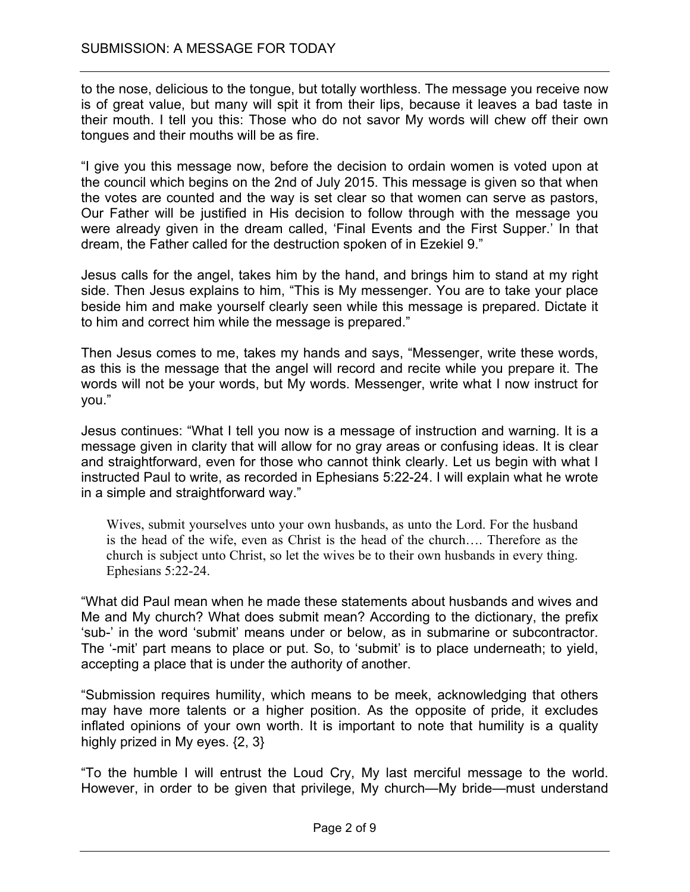to the nose, delicious to the tongue, but totally worthless. The message you receive now is of great value, but many will spit it from their lips, because it leaves a bad taste in their mouth. I tell you this: Those who do not savor My words will chew off their own tongues and their mouths will be as fire.

“I give you this message now, before the decision to ordain women is voted upon at the council which begins on the 2nd of July 2015. This message is given so that when the votes are counted and the way is set clear so that women can serve as pastors, Our Father will be justified in His decision to follow through with the message you were already given in the dream called, ‘Final Events and the First Supper.’ In that dream, the Father called for the destruction spoken of in Ezekiel 9.”

Jesus calls for the angel, takes him by the hand, and brings him to stand at my right side. Then Jesus explains to him, “This is My messenger. You are to take your place beside him and make yourself clearly seen while this message is prepared. Dictate it to him and correct him while the message is prepared.”

Then Jesus comes to me, takes my hands and says, “Messenger, write these words, as this is the message that the angel will record and recite while you prepare it. The words will not be your words, but My words. Messenger, write what I now instruct for you.”

Jesus continues: “What I tell you now is a message of instruction and warning. It is a message given in clarity that will allow for no gray areas or confusing ideas. It is clear and straightforward, even for those who cannot think clearly. Let us begin with what I instructed Paul to write, as recorded in Ephesians 5:22-24. I will explain what he wrote in a simple and straightforward way.”

> Wives, submit yourselves unto your own husbands, as unto the Lord. For the husband is the head of the wife, even as Christ is the head of the church…. Therefore as the church is subject unto Christ, so let the wives be to their own husbands in every thing. Ephesians 5:22-24.

“What did Paul mean when he made these statements about husbands and wives and Me and My church? What does submit mean? According to the dictionary, the prefix ‘sub-’ in the word ‘submit’ means under or below, as in submarine or subcontractor. The ‘-mit’ part means to place or put. So, to ‘submit’ is to place underneath; to yield, accepting a place that is under the authority of another.

“Submission requires humility, which means to be meek, acknowledging that others may have more talents or a higher position. As the opposite of pride, it excludes inflated opinions of your own worth. It is important to note that humility is a quality highly prized in My eyes. {2, 3}

“To the humble I will entrust the Loud Cry, My last merciful message to the world. However, in order to be given that privilege, My church—My bride—must understand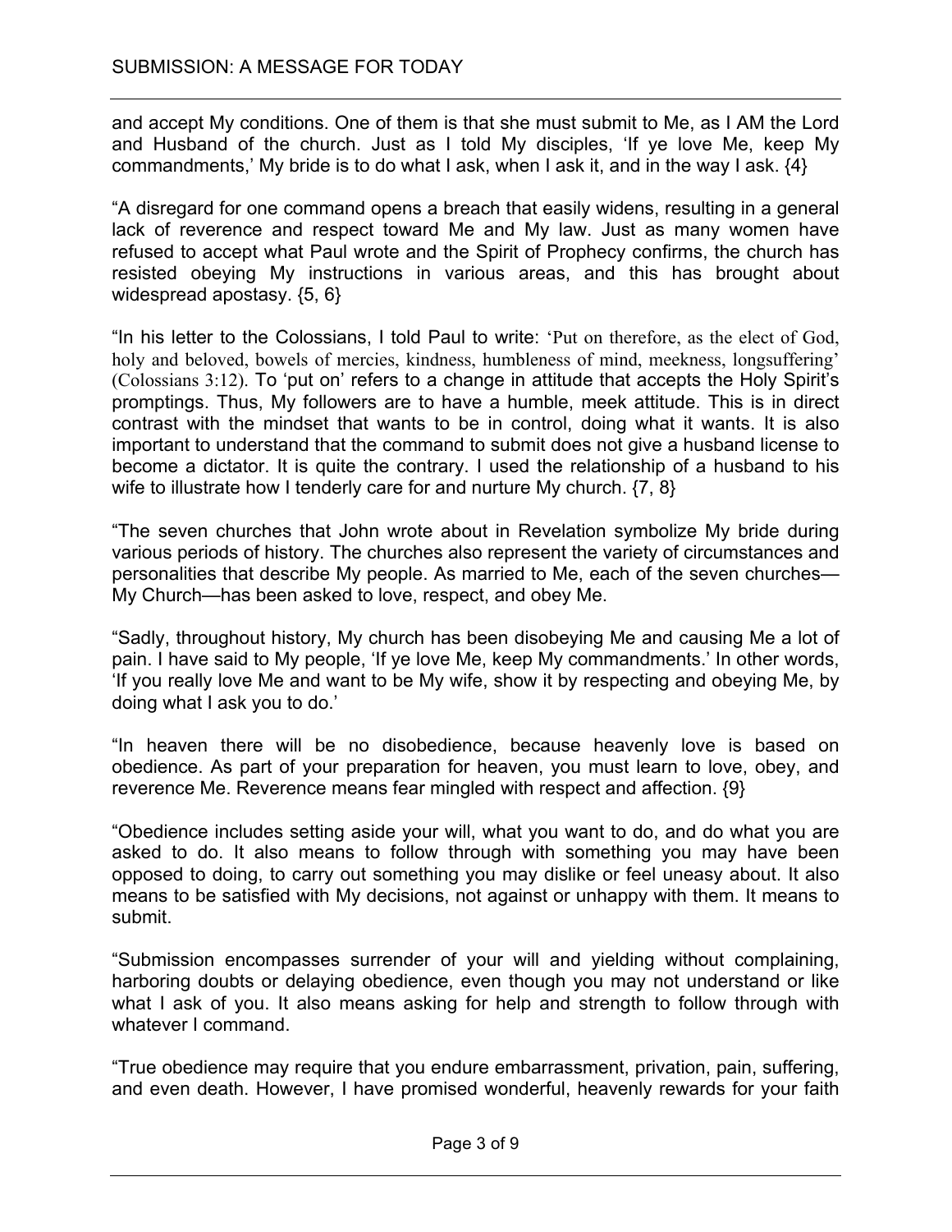and accept My conditions. One of them is that she must submit to Me, as I AM the Lord and Husband of the church. Just as I told My disciples, 'If ye love Me, keep My commandments,' My bride is to do what I ask, when I ask it, and in the way I ask. {4}

"A disregard for one command opens a breach that easily widens, resulting in a general lack of reverence and respect toward Me and My law. Just as many women have refused to accept what Paul wrote and the Spirit of Prophecy confirms, the church has resisted obeying My instructions in various areas, and this has brought about widespread apostasy. {5, 6}

"In his letter to the Colossians, I told Paul to write: 'Put on therefore, as the elect of God, holy and beloved, bowels of mercies, kindness, humbleness of mind, meekness, longsuffering' (Colossians 3:12). To 'put on' refers to a change in attitude that accepts the Holy Spirit's promptings. Thus, My followers are to have a humble, meek attitude. This is in direct contrast with the mindset that wants to be in control, doing what it wants. It is also important to understand that the command to submit does not give a husband license to become a dictator. It is quite the contrary. I used the relationship of a husband to his wife to illustrate how I tenderly care for and nurture My church. {7, 8}

"The seven churches that John wrote about in Revelation symbolize My bride during various periods of history. The churches also represent the variety of circumstances and personalities that describe My people. As married to Me, each of the seven churches—My Church—has been asked to love, respect, and obey Me.

"Sadly, throughout history, My church has been disobeying Me and causing Me a lot of pain. I have said to My people, 'If ye love Me, keep My commandments.' In other words, 'If you really love Me and want to be My wife, show it by respecting and obeying Me, by doing what I ask you to do.'

"In heaven there will be no disobedience, because heavenly love is based on obedience. As part of your preparation for heaven, you must learn to love, obey, and reverence Me. Reverence means fear mingled with respect and affection. {9}

"Obedience includes setting aside your will, what you want to do, and do what you are asked to do. It also means to follow through with something you may have been opposed to doing, to carry out something you may dislike or feel uneasy about. It also means to be satisfied with My decisions, not against or unhappy with them. It means to submit.

"Submission encompasses surrender of your will and yielding without complaining, harboring doubts or delaying obedience, even though you may not understand or like what I ask of you. It also means asking for help and strength to follow through with whatever I command.

"True obedience may require that you endure embarrassment, privation, pain, suffering, and even death. However, I have promised wonderful, heavenly rewards for your faith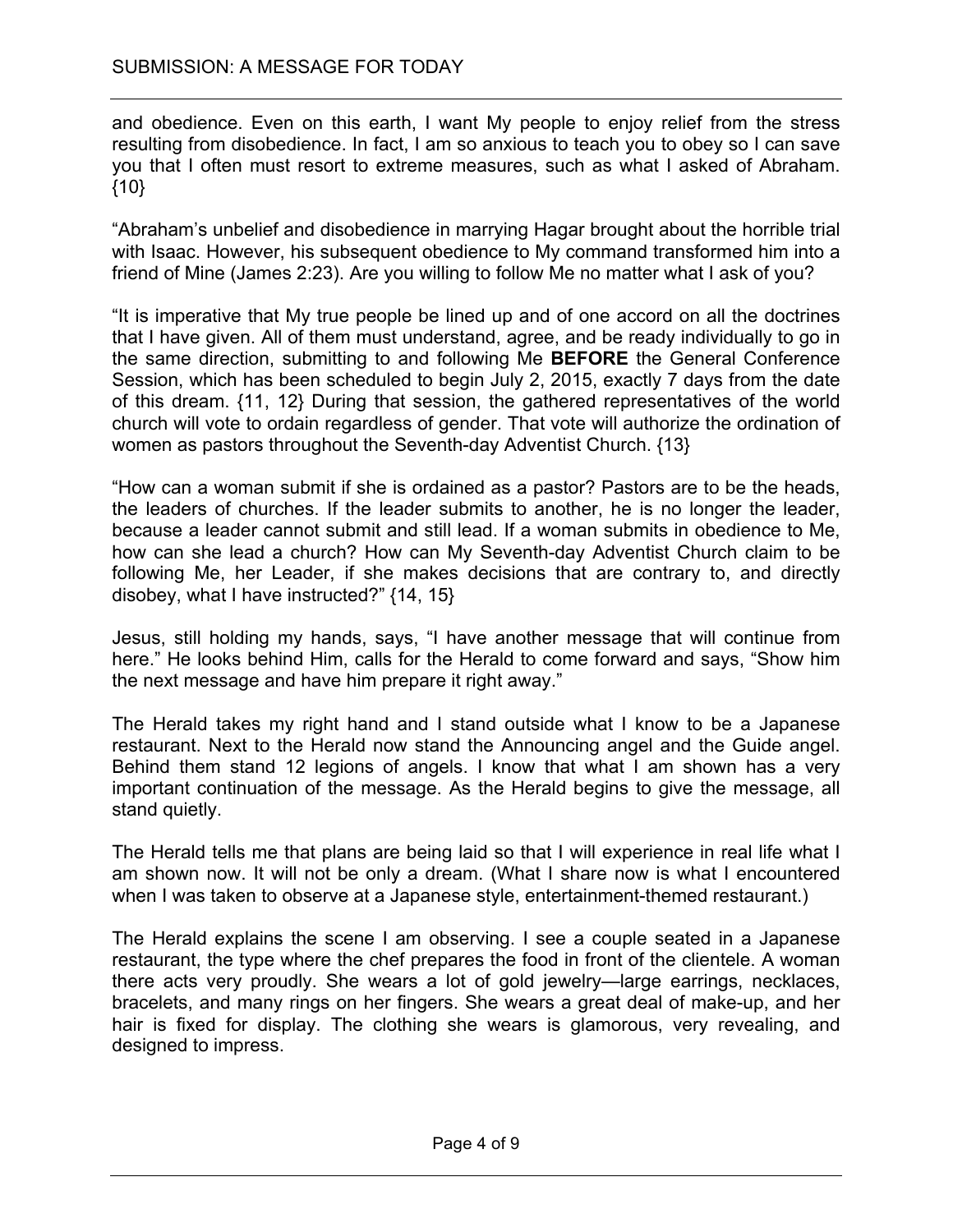and obedience. Even on this earth, I want My people to enjoy relief from the stress resulting from disobedience. In fact, I am so anxious to teach you to obey so I can save you that I often must resort to extreme measures, such as what I asked of Abraham. {10}

"Abraham's unbelief and disobedience in marrying Hagar brought about the horrible trial with Isaac. However, his subsequent obedience to My command transformed him into a friend of Mine (James 2:23). Are you willing to follow Me no matter what I ask of you?

"It is imperative that My true people be lined up and of one accord on all the doctrines that I have given. All of them must understand, agree, and be ready individually to go in the same direction, submitting to and following Me **BEFORE** the General Conference Session, which has been scheduled to begin July 2, 2015, exactly 7 days from the date of this dream. {11, 12} During that session, the gathered representatives of the world church will vote to ordain regardless of gender. That vote will authorize the ordination of women as pastors throughout the Seventh-day Adventist Church. {13}

"How can a woman submit if she is ordained as a pastor? Pastors are to be the heads, the leaders of churches. If the leader submits to another, he is no longer the leader, because a leader cannot submit and still lead. If a woman submits in obedience to Me, how can she lead a church? How can My Seventh-day Adventist Church claim to be following Me, her Leader, if she makes decisions that are contrary to, and directly disobey, what I have instructed?" {14, 15}

Jesus, still holding my hands, says, "I have another message that will continue from here." He looks behind Him, calls for the Herald to come forward and says, "Show him the next message and have him prepare it right away."

The Herald takes my right hand and I stand outside what I know to be a Japanese restaurant. Next to the Herald now stand the Announcing angel and the Guide angel. Behind them stand 12 legions of angels. I know that what I am shown has a very important continuation of the message. As the Herald begins to give the message, all stand quietly.

The Herald tells me that plans are being laid so that I will experience in real life what I am shown now. It will not be only a dream. (What I share now is what I encountered when I was taken to observe at a Japanese style, entertainment-themed restaurant.)

The Herald explains the scene I am observing. I see a couple seated in a Japanese restaurant, the type where the chef prepares the food in front of the clientele. A woman there acts very proudly. She wears a lot of gold jewelry—large earrings, necklaces, bracelets, and many rings on her fingers. She wears a great deal of make-up, and her hair is fixed for display. The clothing she wears is glamorous, very revealing, and designed to impress.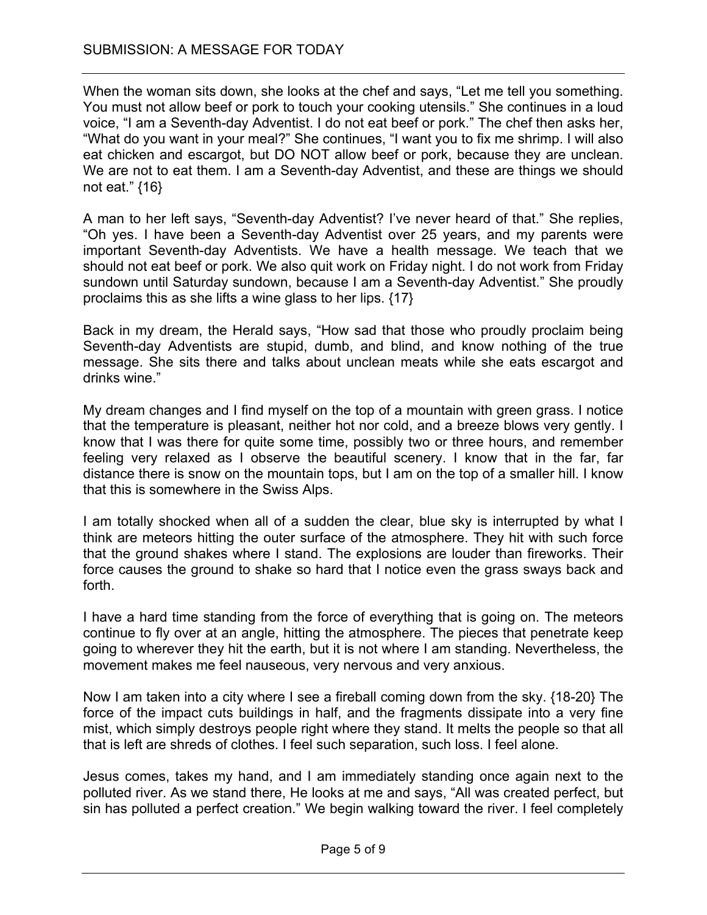When the woman sits down, she looks at the chef and says, “Let me tell you something. You must not allow beef or pork to touch your cooking utensils.” She continues in a loud voice, “I am a Seventh-day Adventist. I do not eat beef or pork.” The chef then asks her, “What do you want in your meal?” She continues, “I want you to fix me shrimp. I will also eat chicken and escargot, but DO NOT allow beef or pork, because they are unclean. We are not to eat them. I am a Seventh-day Adventist, and these are things we should not eat.” {16}

A man to her left says, “Seventh-day Adventist? I’ve never heard of that.” She replies, “Oh yes. I have been a Seventh-day Adventist over 25 years, and my parents were important Seventh-day Adventists. We have a health message. We teach that we should not eat beef or pork. We also quit work on Friday night. I do not work from Friday sundown until Saturday sundown, because I am a Seventh-day Adventist.” She proudly proclaims this as she lifts a wine glass to her lips. {17}

Back in my dream, the Herald says, “How sad that those who proudly proclaim being Seventh-day Adventists are stupid, dumb, and blind, and know nothing of the true message. She sits there and talks about unclean meats while she eats escargot and drinks wine.”

My dream changes and I find myself on the top of a mountain with green grass. I notice that the temperature is pleasant, neither hot nor cold, and a breeze blows very gently. I know that I was there for quite some time, possibly two or three hours, and remember feeling very relaxed as I observe the beautiful scenery. I know that in the far, far distance there is snow on the mountain tops, but I am on the top of a smaller hill. I know that this is somewhere in the Swiss Alps.

I am totally shocked when all of a sudden the clear, blue sky is interrupted by what I think are meteors hitting the outer surface of the atmosphere. They hit with such force that the ground shakes where I stand. The explosions are louder than fireworks. Their force causes the ground to shake so hard that I notice even the grass sways back and forth.

I have a hard time standing from the force of everything that is going on. The meteors continue to fly over at an angle, hitting the atmosphere. The pieces that penetrate keep going to wherever they hit the earth, but it is not where I am standing. Nevertheless, the movement makes me feel nauseous, very nervous and very anxious.

Now I am taken into a city where I see a fireball coming down from the sky. {18-20} The force of the impact cuts buildings in half, and the fragments dissipate into a very fine mist, which simply destroys people right where they stand. It melts the people so that all that is left are shreds of clothes. I feel such separation, such loss. I feel alone.

Jesus comes, takes my hand, and I am immediately standing once again next to the polluted river. As we stand there, He looks at me and says, “All was created perfect, but sin has polluted a perfect creation.” We begin walking toward the river. I feel completely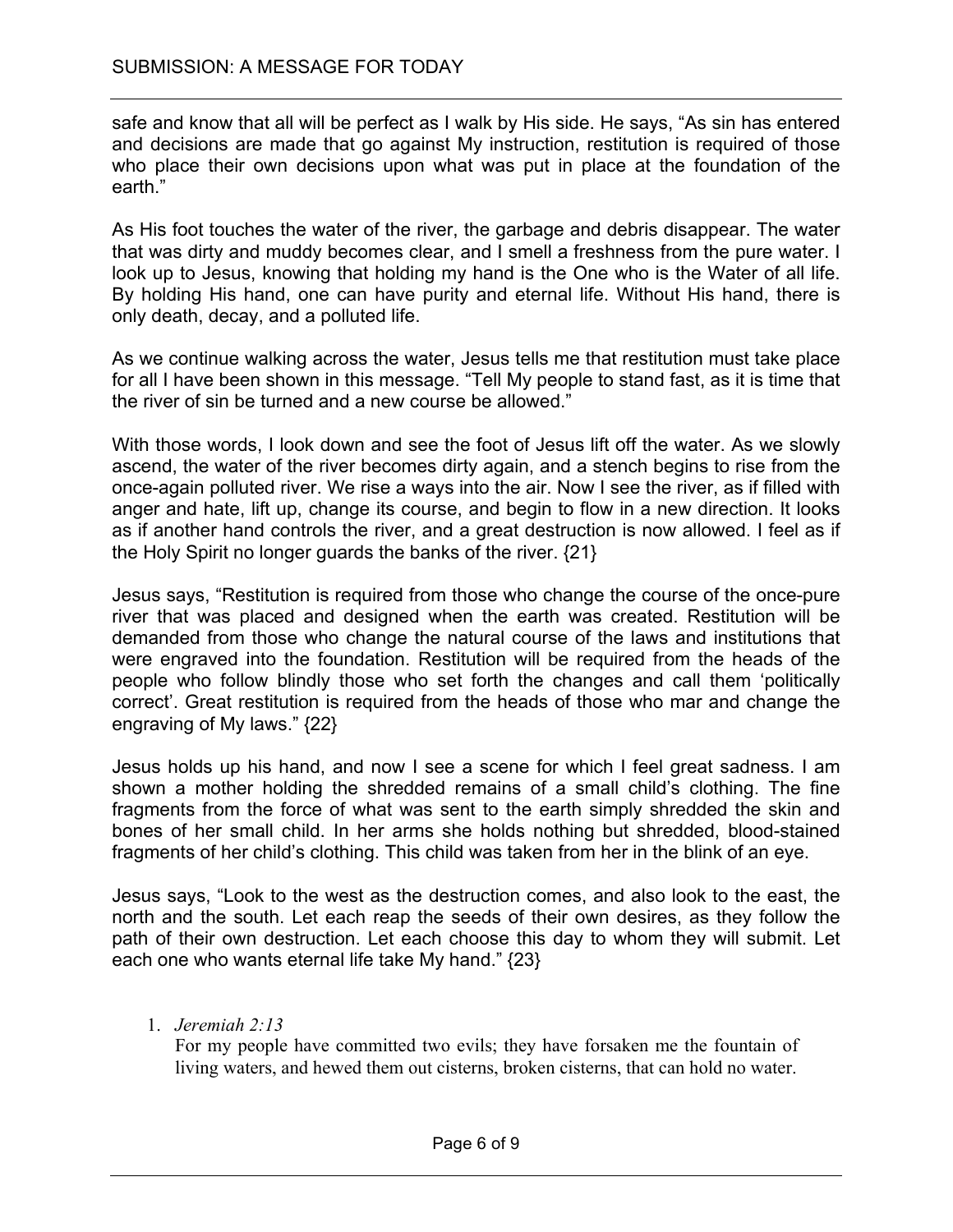safe and know that all will be perfect as I walk by His side. He says, “As sin has entered and decisions are made that go against My instruction, restitution is required of those who place their own decisions upon what was put in place at the foundation of the earth.”

As His foot touches the water of the river, the garbage and debris disappear. The water that was dirty and muddy becomes clear, and I smell a freshness from the pure water. I look up to Jesus, knowing that holding my hand is the One who is the Water of all life. By holding His hand, one can have purity and eternal life. Without His hand, there is only death, decay, and a polluted life.

As we continue walking across the water, Jesus tells me that restitution must take place for all I have been shown in this message. “Tell My people to stand fast, as it is time that the river of sin be turned and a new course be allowed.”

With those words, I look down and see the foot of Jesus lift off the water. As we slowly ascend, the water of the river becomes dirty again, and a stench begins to rise from the once-again polluted river. We rise a ways into the air. Now I see the river, as if filled with anger and hate, lift up, change its course, and begin to flow in a new direction. It looks as if another hand controls the river, and a great destruction is now allowed. I feel as if the Holy Spirit no longer guards the banks of the river. {21}

Jesus says, “Restitution is required from those who change the course of the once-pure river that was placed and designed when the earth was created. Restitution will be demanded from those who change the natural course of the laws and institutions that were engraved into the foundation. Restitution will be required from the heads of the people who follow blindly those who set forth the changes and call them ‘politically correct’. Great restitution is required from the heads of those who mar and change the engraving of My laws.” {22}

Jesus holds up his hand, and now I see a scene for which I feel great sadness. I am shown a mother holding the shredded remains of a small child’s clothing. The fine fragments from the force of what was sent to the earth simply shredded the skin and bones of her small child. In her arms she holds nothing but shredded, blood-stained fragments of her child’s clothing. This child was taken from her in the blink of an eye.

Jesus says, “Look to the west as the destruction comes, and also look to the east, the north and the south. Let each reap the seeds of their own desires, as they follow the path of their own destruction. Let each choose this day to whom they will submit. Let each one who wants eternal life take My hand.” {23}

1. *Jeremiah 2:13*
   For my people have committed two evils; they have forsaken me the fountain of living waters, and hewed them out cisterns, broken cisterns, that can hold no water.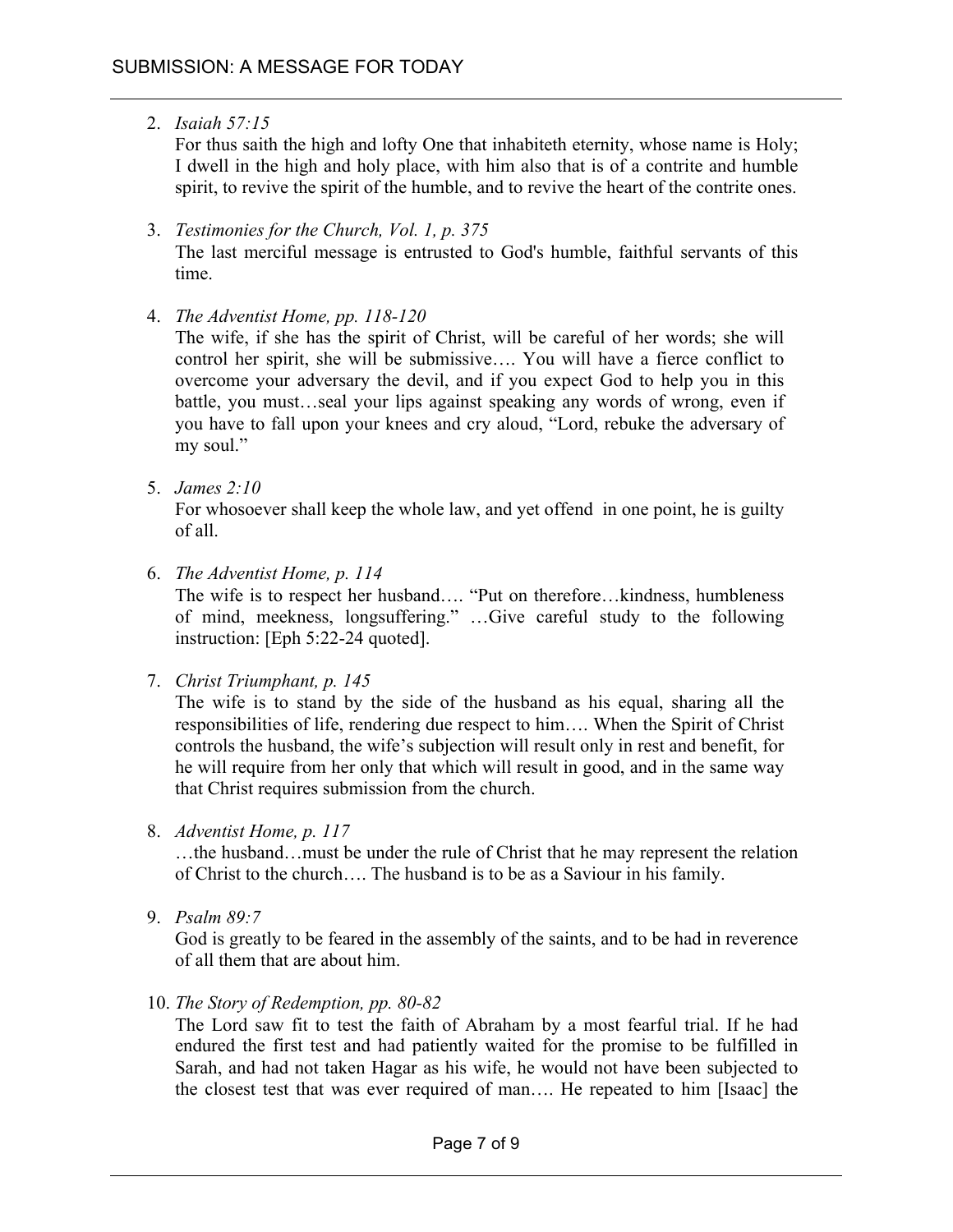2. *Isaiah 57:15*
   For thus saith the high and lofty One that inhabiteth eternity, whose name is Holy; I dwell in the high and holy place, with him also that is of a contrite and humble spirit, to revive the spirit of the humble, and to revive the heart of the contrite ones.

3. *Testimonies for the Church, Vol. 1, p. 375*
   The last merciful message is entrusted to God's humble, faithful servants of this time.

4. *The Adventist Home, pp. 118-120*
   The wife, if she has the spirit of Christ, will be careful of her words; she will control her spirit, she will be submissive…. You will have a fierce conflict to overcome your adversary the devil, and if you expect God to help you in this battle, you must…seal your lips against speaking any words of wrong, even if you have to fall upon your knees and cry aloud, "Lord, rebuke the adversary of my soul."

5. *James 2:10*
   For whosoever shall keep the whole law, and yet offend in one point, he is guilty of all.

6. *The Adventist Home, p. 114*
   The wife is to respect her husband…. "Put on therefore…kindness, humbleness of mind, meekness, longsuffering." …Give careful study to the following instruction: [Eph 5:22-24 quoted].

7. *Christ Triumphant, p. 145*
   The wife is to stand by the side of the husband as his equal, sharing all the responsibilities of life, rendering due respect to him…. When the Spirit of Christ controls the husband, the wife's subjection will result only in rest and benefit, for he will require from her only that which will result in good, and in the same way that Christ requires submission from the church.

8. *Adventist Home, p. 117*
   …the husband…must be under the rule of Christ that he may represent the relation of Christ to the church…. The husband is to be as a Saviour in his family.

9. *Psalm 89:7*
   God is greatly to be feared in the assembly of the saints, and to be had in reverence of all them that are about him.

10. *The Story of Redemption, pp. 80-82*
    The Lord saw fit to test the faith of Abraham by a most fearful trial. If he had endured the first test and had patiently waited for the promise to be fulfilled in Sarah, and had not taken Hagar as his wife, he would not have been subjected to the closest test that was ever required of man…. He repeated to him [Isaac] the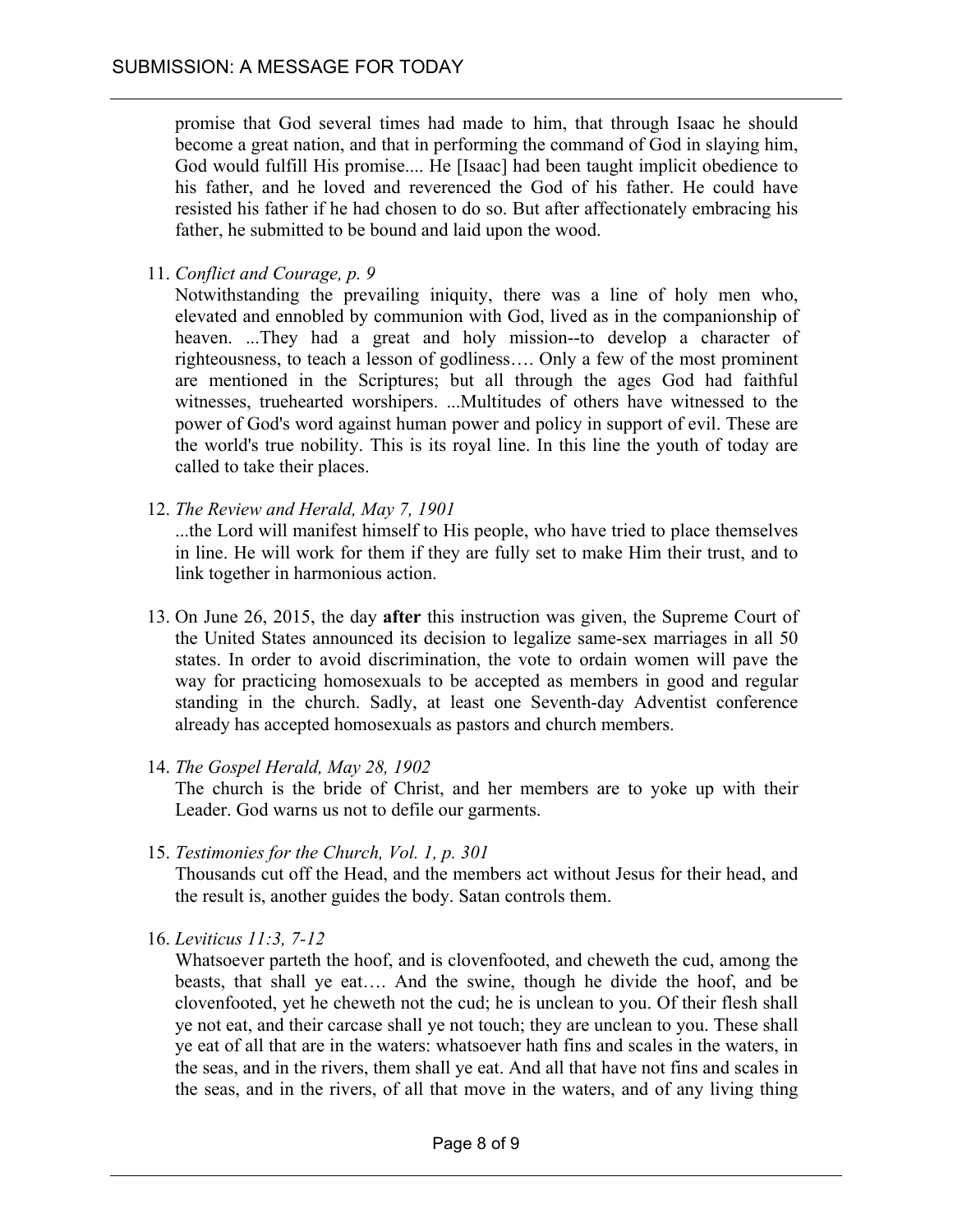promise that God several times had made to him, that through Isaac he should become a great nation, and that in performing the command of God in slaying him, God would fulfill His promise.... He [Isaac] had been taught implicit obedience to his father, and he loved and reverenced the God of his father. He could have resisted his father if he had chosen to do so. But after affectionately embracing his father, he submitted to be bound and laid upon the wood.

11. *Conflict and Courage, p. 9*
    Notwithstanding the prevailing iniquity, there was a line of holy men who, elevated and ennobled by communion with God, lived as in the companionship of heaven. ...They had a great and holy mission--to develop a character of righteousness, to teach a lesson of godliness…. Only a few of the most prominent are mentioned in the Scriptures; but all through the ages God had faithful witnesses, truehearted worshipers. ...Multitudes of others have witnessed to the power of God's word against human power and policy in support of evil. These are the world's true nobility. This is its royal line. In this line the youth of today are called to take their places.

12. *The Review and Herald, May 7, 1901*
    ...the Lord will manifest himself to His people, who have tried to place themselves in line. He will work for them if they are fully set to make Him their trust, and to link together in harmonious action.

13. On June 26, 2015, the day **after** this instruction was given, the Supreme Court of the United States announced its decision to legalize same-sex marriages in all 50 states. In order to avoid discrimination, the vote to ordain women will pave the way for practicing homosexuals to be accepted as members in good and regular standing in the church. Sadly, at least one Seventh-day Adventist conference already has accepted homosexuals as pastors and church members.

14. *The Gospel Herald, May 28, 1902*
    The church is the bride of Christ, and her members are to yoke up with their Leader. God warns us not to defile our garments.

15. *Testimonies for the Church, Vol. 1, p. 301*
    Thousands cut off the Head, and the members act without Jesus for their head, and the result is, another guides the body. Satan controls them.

16. *Leviticus 11:3, 7-12*
    Whatsoever parteth the hoof, and is clovenfooted, and cheweth the cud, among the beasts, that shall ye eat…. And the swine, though he divide the hoof, and be clovenfooted, yet he cheweth not the cud; he is unclean to you. Of their flesh shall ye not eat, and their carcase shall ye not touch; they are unclean to you. These shall ye eat of all that are in the waters: whatsoever hath fins and scales in the waters, in the seas, and in the rivers, them shall ye eat. And all that have not fins and scales in the seas, and in the rivers, of all that move in the waters, and of any living thing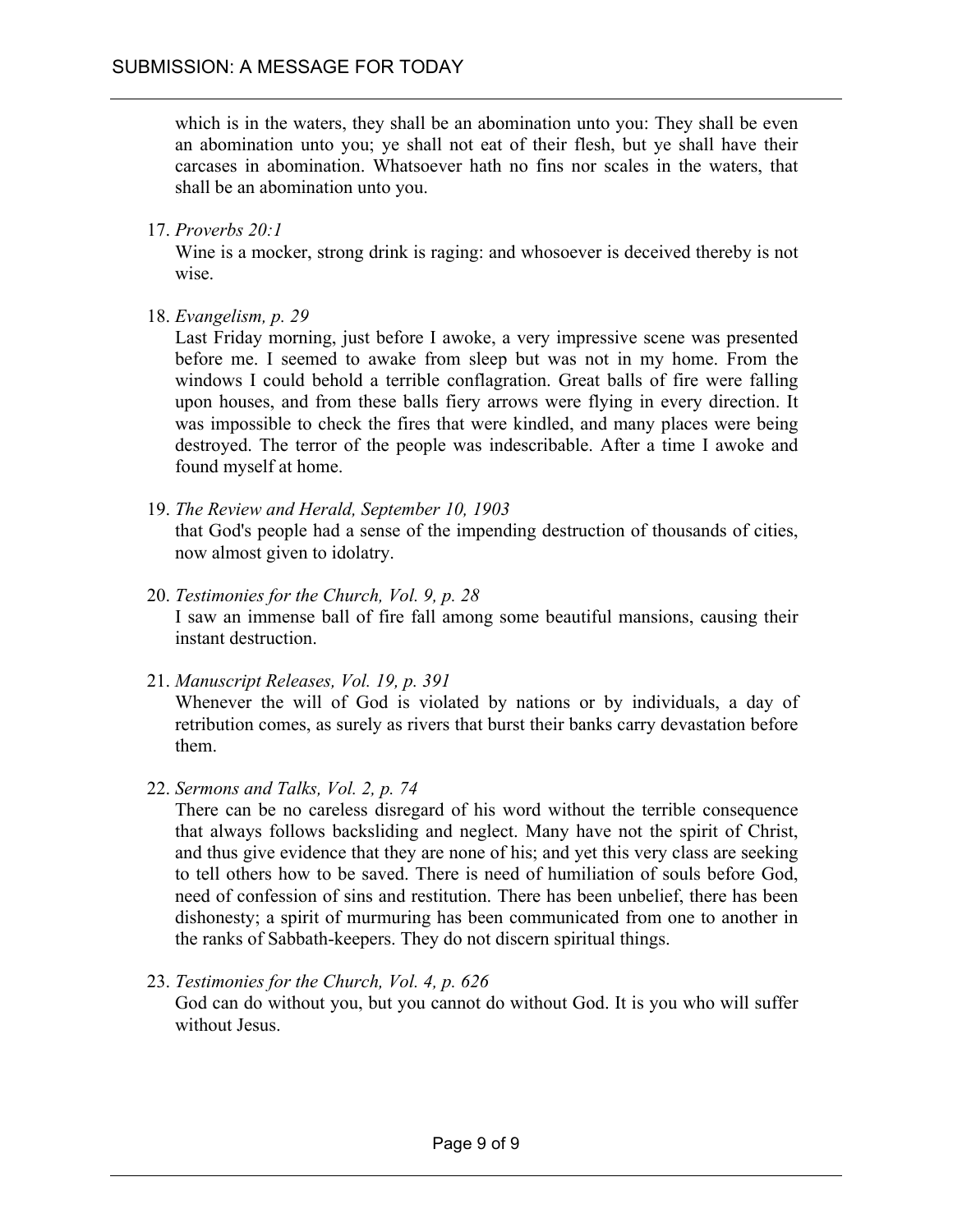which is in the waters, they shall be an abomination unto you: They shall be even an abomination unto you; ye shall not eat of their flesh, but ye shall have their carcases in abomination. Whatsoever hath no fins nor scales in the waters, that shall be an abomination unto you.

17. *Proverbs 20:1*
    Wine is a mocker, strong drink is raging: and whosoever is deceived thereby is not wise.

18. *Evangelism, p. 29*
    Last Friday morning, just before I awoke, a very impressive scene was presented before me. I seemed to awake from sleep but was not in my home. From the windows I could behold a terrible conflagration. Great balls of fire were falling upon houses, and from these balls fiery arrows were flying in every direction. It was impossible to check the fires that were kindled, and many places were being destroyed. The terror of the people was indescribable. After a time I awoke and found myself at home.

19. *The Review and Herald, September 10, 1903*
    that God's people had a sense of the impending destruction of thousands of cities, now almost given to idolatry.

20. *Testimonies for the Church, Vol. 9, p. 28*
    I saw an immense ball of fire fall among some beautiful mansions, causing their instant destruction.

21. *Manuscript Releases, Vol. 19, p. 391*
    Whenever the will of God is violated by nations or by individuals, a day of retribution comes, as surely as rivers that burst their banks carry devastation before them.

22. *Sermons and Talks, Vol. 2, p. 74*
    There can be no careless disregard of his word without the terrible consequence that always follows backsliding and neglect. Many have not the spirit of Christ, and thus give evidence that they are none of his; and yet this very class are seeking to tell others how to be saved. There is need of humiliation of souls before God, need of confession of sins and restitution. There has been unbelief, there has been dishonesty; a spirit of murmuring has been communicated from one to another in the ranks of Sabbath-keepers. They do not discern spiritual things.

23. *Testimonies for the Church, Vol. 4, p. 626*
    God can do without you, but you cannot do without God. It is you who will suffer without Jesus.